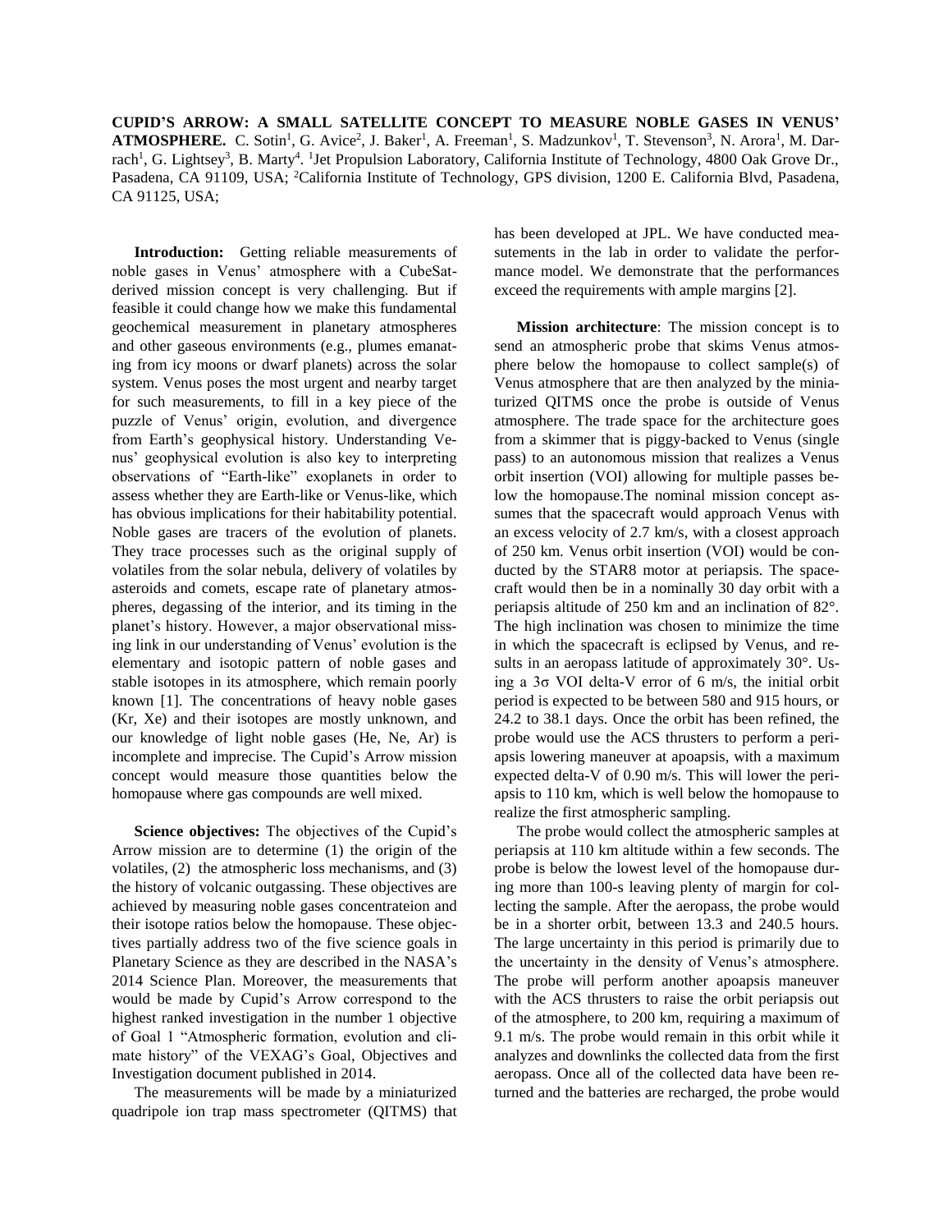**CUPID'S ARROW: A SMALL SATELLITE CONCEPT TO MEASURE NOBLE GASES IN VENUS' ATMOSPHERE.** C. Sotin[1], G. Avice[2], J. Baker[1], A. Freeman[1], S. Madzunkov[1], T. Stevenson[3], N. Arora[1], M. Darrach[1], G. Lightsey[3], B. Marty[4]. [1]Jet Propulsion Laboratory, California Institute of Technology, 4800 Oak Grove Dr., Pasadena, CA 91109, USA; [2]California Institute of Technology, GPS division, 1200 E. California Blvd, Pasadena, CA 91125, USA;

**Introduction:** Getting reliable measurements of noble gases in Venus' atmosphere with a CubeSat-derived mission concept is very challenging. But if feasible it could change how we make this fundamental geochemical measurement in planetary atmospheres and other gaseous environments (e.g., plumes emanating from icy moons or dwarf planets) across the solar system. Venus poses the most urgent and nearby target for such measurements, to fill in a key piece of the puzzle of Venus' origin, evolution, and divergence from Earth's geophysical history. Understanding Venus' geophysical evolution is also key to interpreting observations of "Earth-like" exoplanets in order to assess whether they are Earth-like or Venus-like, which has obvious implications for their habitability potential. Noble gases are tracers of the evolution of planets. They trace processes such as the original supply of volatiles from the solar nebula, delivery of volatiles by asteroids and comets, escape rate of planetary atmospheres, degassing of the interior, and its timing in the planet's history. However, a major observational missing link in our understanding of Venus' evolution is the elementary and isotopic pattern of noble gases and stable isotopes in its atmosphere, which remain poorly known [1]. The concentrations of heavy noble gases (Kr, Xe) and their isotopes are mostly unknown, and our knowledge of light noble gases (He, Ne, Ar) is incomplete and imprecise. The Cupid's Arrow mission concept would measure those quantities below the homopause where gas compounds are well mixed.

**Science objectives:** The objectives of the Cupid's Arrow mission are to determine (1) the origin of the volatiles, (2) the atmospheric loss mechanisms, and (3) the history of volcanic outgassing. These objectives are achieved by measuring noble gases concentrateion and their isotope ratios below the homopause. These objectives partially address two of the five science goals in Planetary Science as they are described in the NASA's 2014 Science Plan. Moreover, the measurements that would be made by Cupid's Arrow correspond to the highest ranked investigation in the number 1 objective of Goal 1 "Atmospheric formation, evolution and climate history" of the VEXAG's Goal, Objectives and Investigation document published in 2014.

The measurements will be made by a miniaturized quadripole ion trap mass spectrometer (QITMS) that has been developed at JPL. We have conducted measutements in the lab in order to validate the performance model. We demonstrate that the performances exceed the requirements with ample margins [2].

**Mission architecture**: The mission concept is to send an atmospheric probe that skims Venus atmosphere below the homopause to collect sample(s) of Venus atmosphere that are then analyzed by the miniaturized QITMS once the probe is outside of Venus atmosphere. The trade space for the architecture goes from a skimmer that is piggy-backed to Venus (single pass) to an autonomous mission that realizes a Venus orbit insertion (VOI) allowing for multiple passes below the homopause.The nominal mission concept assumes that the spacecraft would approach Venus with an excess velocity of 2.7 km/s, with a closest approach of 250 km. Venus orbit insertion (VOI) would be conducted by the STAR8 motor at periapsis. The spacecraft would then be in a nominally 30 day orbit with a periapsis altitude of 250 km and an inclination of 82°. The high inclination was chosen to minimize the time in which the spacecraft is eclipsed by Venus, and results in an aeropass latitude of approximately 30°. Using a 3σ VOI delta-V error of 6 m/s, the initial orbit period is expected to be between 580 and 915 hours, or 24.2 to 38.1 days. Once the orbit has been refined, the probe would use the ACS thrusters to perform a periapsis lowering maneuver at apoapsis, with a maximum expected delta-V of 0.90 m/s. This will lower the periapsis to 110 km, which is well below the homopause to realize the first atmospheric sampling.

The probe would collect the atmospheric samples at periapsis at 110 km altitude within a few seconds. The probe is below the lowest level of the homopause during more than 100-s leaving plenty of margin for collecting the sample. After the aeropass, the probe would be in a shorter orbit, between 13.3 and 240.5 hours. The large uncertainty in this period is primarily due to the uncertainty in the density of Venus's atmosphere. The probe will perform another apoapsis maneuver with the ACS thrusters to raise the orbit periapsis out of the atmosphere, to 200 km, requiring a maximum of 9.1 m/s. The probe would remain in this orbit while it analyzes and downlinks the collected data from the first aeropass. Once all of the collected data have been returned and the batteries are recharged, the probe would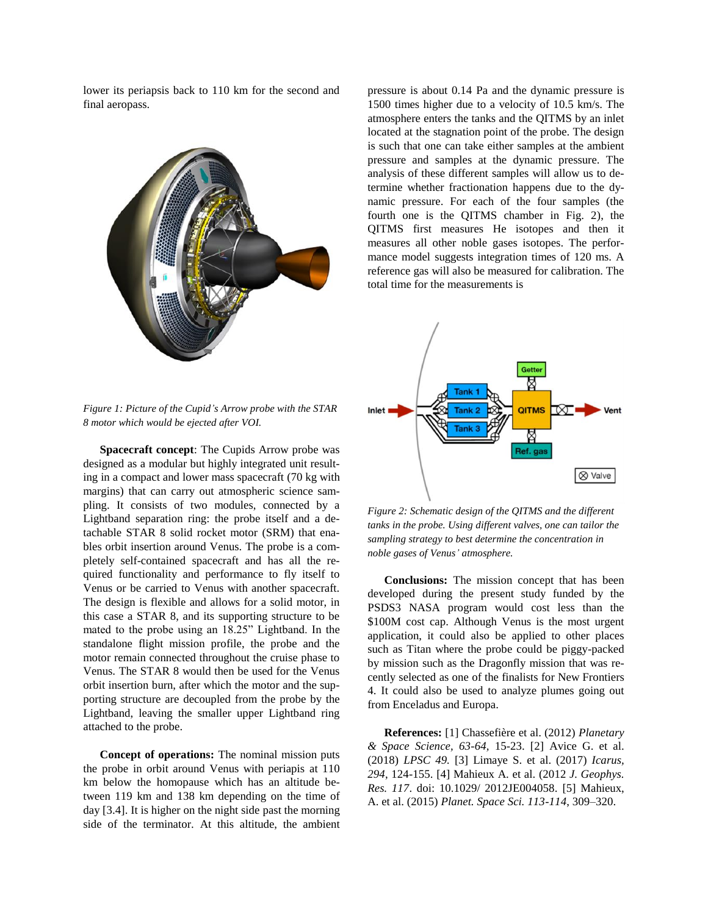lower its periapsis back to 110 km for the second and final aeropass.

*Figure 1: Picture of the Cupid's Arrow probe with the STAR 8 motor which would be ejected after VOI.*

**Spacecraft concept**: The Cupids Arrow probe was designed as a modular but highly integrated unit resulting in a compact and lower mass spacecraft (70 kg with margins) that can carry out atmospheric science sampling. It consists of two modules, connected by a Lightband separation ring: the probe itself and a detachable STAR 8 solid rocket motor (SRM) that enables orbit insertion around Venus. The probe is a completely self-contained spacecraft and has all the required functionality and performance to fly itself to Venus or be carried to Venus with another spacecraft. The design is flexible and allows for a solid motor, in this case a STAR 8, and its supporting structure to be mated to the probe using an 18.25" Lightband. In the standalone flight mission profile, the probe and the motor remain connected throughout the cruise phase to Venus. The STAR 8 would then be used for the Venus orbit insertion burn, after which the motor and the supporting structure are decoupled from the probe by the Lightband, leaving the smaller upper Lightband ring attached to the probe.

**Concept of operations:** The nominal mission puts the probe in orbit around Venus with periapis at 110 km below the homopause which has an altitude between 119 km and 138 km depending on the time of day [3.4]. It is higher on the night side past the morning side of the terminator. At this altitude, the ambient pressure is about 0.14 Pa and the dynamic pressure is 1500 times higher due to a velocity of 10.5 km/s. The atmosphere enters the tanks and the QITMS by an inlet located at the stagnation point of the probe. The design is such that one can take either samples at the ambient pressure and samples at the dynamic pressure. The analysis of these different samples will allow us to determine whether fractionation happens due to the dynamic pressure. For each of the four samples (the fourth one is the QITMS chamber in Fig. 2), the QITMS first measures He isotopes and then it measures all other noble gases isotopes. The performance model suggests integration times of 120 ms. A reference gas will also be measured for calibration. The total time for the measurements is

Inlet
Tank 1
Tank 2
Tank 3
Getter
QITMS
Ref. gas
Vent
Valve

*Figure 2: Schematic design of the QITMS and the different tanks in the probe. Using different valves, one can tailor the sampling strategy to best determine the concentration in noble gases of Venus' atmosphere.*

**Conclusions:** The mission concept that has been developed during the present study funded by the PSDS3 NASA program would cost less than the $100M cost cap. Although Venus is the most urgent application, it could also be applied to other places such as Titan where the probe could be piggy-packed by mission such as the Dragonfly mission that was recently selected as one of the finalists for New Frontiers 4. It could also be used to analyze plumes going out from Enceladus and Europa.

**References:** [1] Chassefière et al. (2012) *Planetary & Space Science, 63-64*, 15-23. [2] Avice G. et al. (2018) *LPSC 49.* [3] Limaye S. et al. (2017) *Icarus, 294*, 124-155. [4] Mahieux A. et al. (2012 *J. Geophys. Res. 117*. doi: 10.1029/ 2012JE004058. [5] Mahieux, A. et al. (2015) *Planet. Space Sci. 113-114*, 309–320.